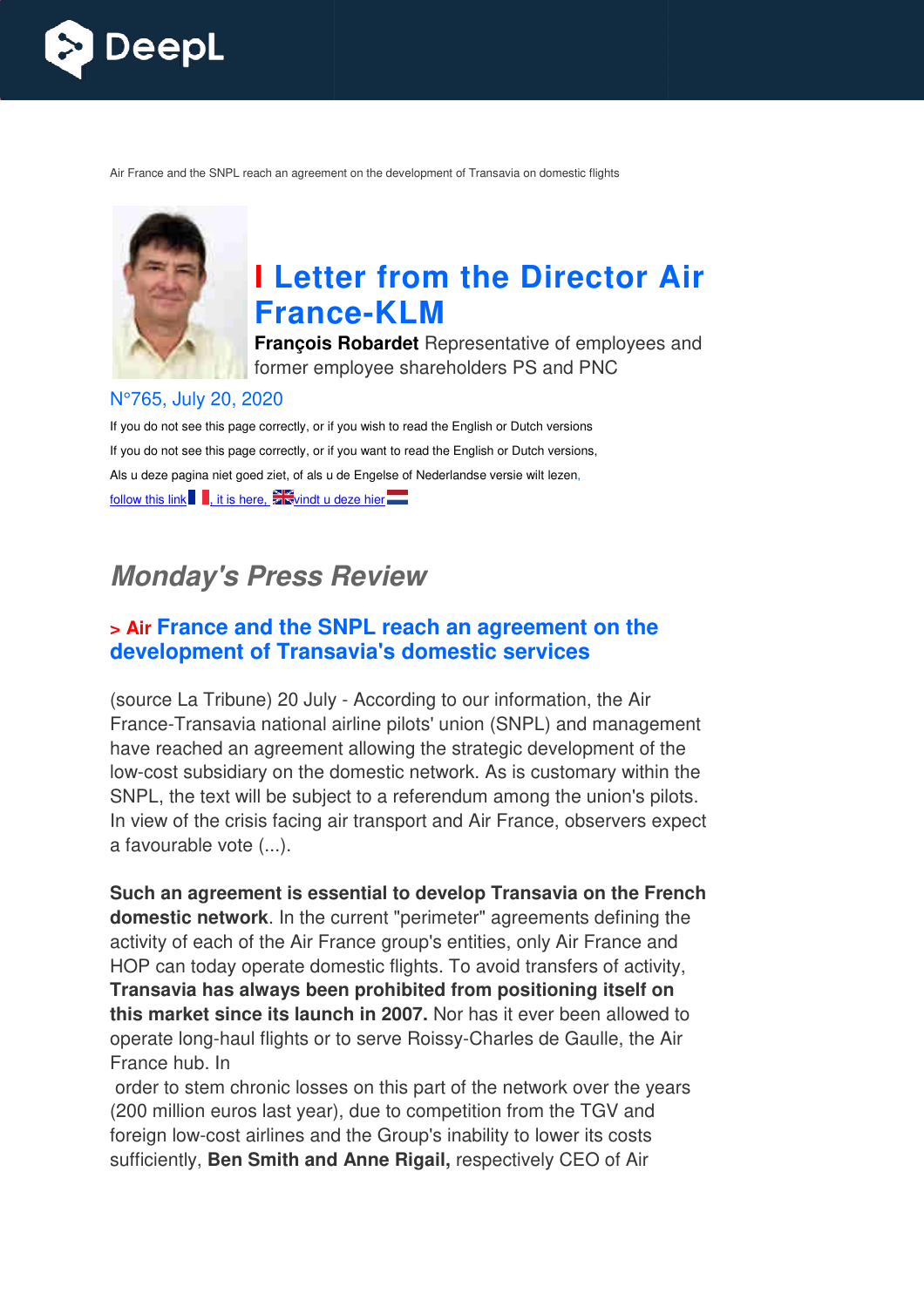Air France and the SNPL reach an agreement on the development of Transavia on domestic flights

# I Letter from the Director Air France-KLM

**François Robardet** Representative of employees and former employee shareholders PS and PNC

N°765, July 20, 2020

If you do not see this page correctly, or if you wish to read the English or Dutch versions

If you do not see this page correctly, or if you want to read the English or Dutch versions,

Als u deze pagina niet goed ziet, of als u de Engelse of Nederlandse versie wilt lezen,

follow this link, it is here, vindt u deze hier

## *Monday's Press Review*

### > Air France and the SNPL reach an agreement on the development of Transavia's domestic services

(source La Tribune) 20 July - According to our information, the Air France-Transavia national airline pilots' union (SNPL) and management have reached an agreement allowing the strategic development of the low-cost subsidiary on the domestic network. As is customary within the SNPL, the text will be subject to a referendum among the union's pilots. In view of the crisis facing air transport and Air France, observers expect a favourable vote (...).

**Such an agreement is essential to develop Transavia on the French domestic network**. In the current "perimeter" agreements defining the activity of each of the Air France group's entities, only Air France and HOP can today operate domestic flights. To avoid transfers of activity, **Transavia has always been prohibited from positioning itself on this market since its launch in 2007.** Nor has it ever been allowed to operate long-haul flights or to serve Roissy-Charles de Gaulle, the Air France hub. In order to stem chronic losses on this part of the network over the years (200 million euros last year), due to competition from the TGV and foreign low-cost airlines and the Group's inability to lower its costs sufficiently, **Ben Smith and Anne Rigail,** respectively CEO of Air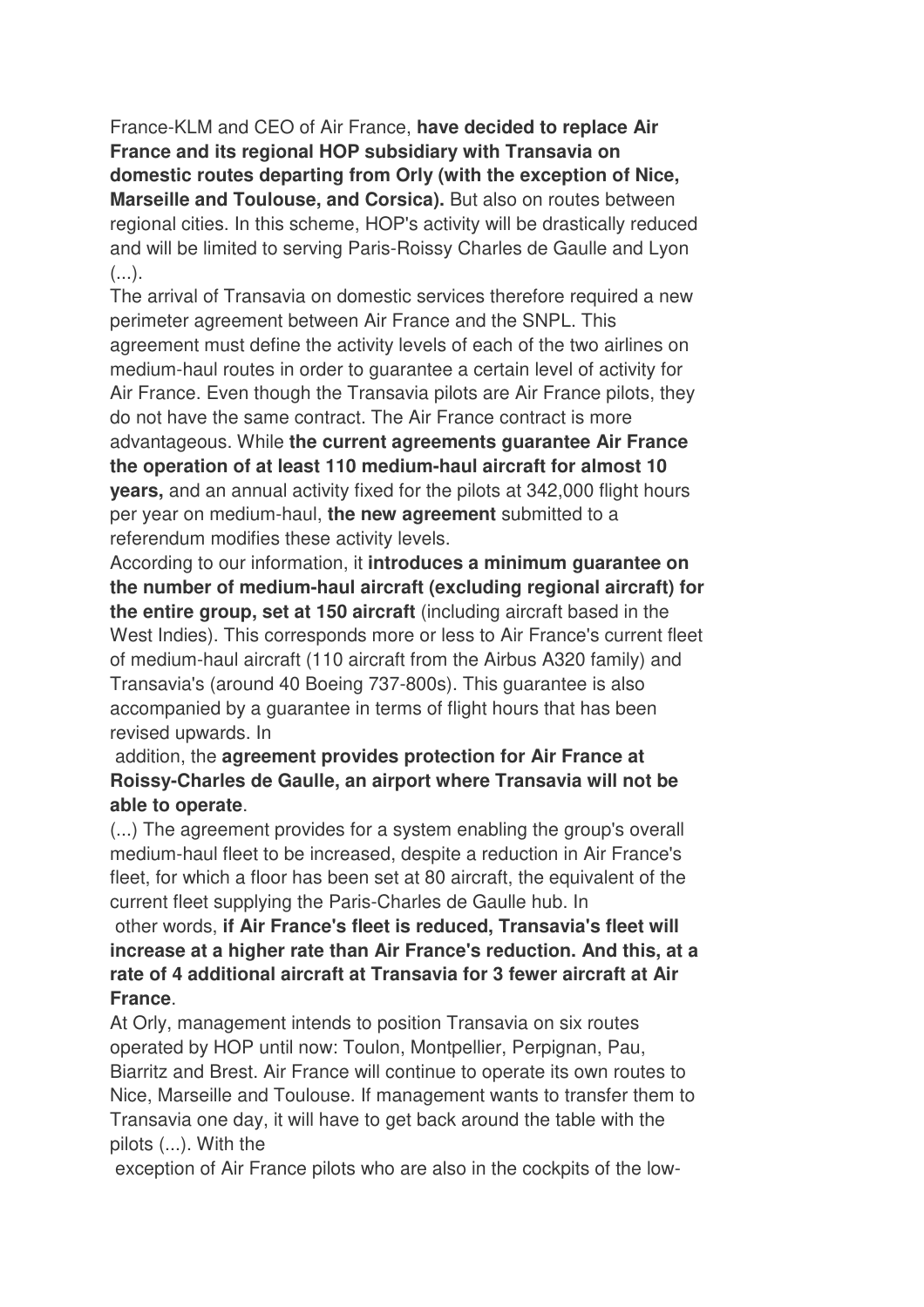France-KLM and CEO of Air France, **have decided to replace Air France and its regional HOP subsidiary with Transavia on domestic routes departing from Orly (with the exception of Nice, Marseille and Toulouse, and Corsica).** But also on routes between regional cities. In this scheme, HOP's activity will be drastically reduced and will be limited to serving Paris-Roissy Charles de Gaulle and Lyon (...).

The arrival of Transavia on domestic services therefore required a new perimeter agreement between Air France and the SNPL. This agreement must define the activity levels of each of the two airlines on medium-haul routes in order to guarantee a certain level of activity for Air France. Even though the Transavia pilots are Air France pilots, they do not have the same contract. The Air France contract is more advantageous. While **the current agreements guarantee Air France the operation of at least 110 medium-haul aircraft for almost 10 years,** and an annual activity fixed for the pilots at 342,000 flight hours per year on medium-haul, **the new agreement** submitted to a referendum modifies these activity levels.

According to our information, it **introduces a minimum guarantee on the number of medium-haul aircraft (excluding regional aircraft) for the entire group, set at 150 aircraft** (including aircraft based in the West Indies). This corresponds more or less to Air France's current fleet of medium-haul aircraft (110 aircraft from the Airbus A320 family) and Transavia's (around 40 Boeing 737-800s). This guarantee is also accompanied by a guarantee in terms of flight hours that has been revised upwards. In addition, the **agreement provides protection for Air France at Roissy-Charles de Gaulle, an airport where Transavia will not be able to operate**.

(...) The agreement provides for a system enabling the group's overall medium-haul fleet to be increased, despite a reduction in Air France's fleet, for which a floor has been set at 80 aircraft, the equivalent of the current fleet supplying the Paris-Charles de Gaulle hub. In other words, **if Air France's fleet is reduced, Transavia's fleet will increase at a higher rate than Air France's reduction. And this, at a rate of 4 additional aircraft at Transavia for 3 fewer aircraft at Air France**.

At Orly, management intends to position Transavia on six routes operated by HOP until now: Toulon, Montpellier, Perpignan, Pau, Biarritz and Brest. Air France will continue to operate its own routes to Nice, Marseille and Toulouse. If management wants to transfer them to Transavia one day, it will have to get back around the table with the pilots (...). With the exception of Air France pilots who are also in the cockpits of the low-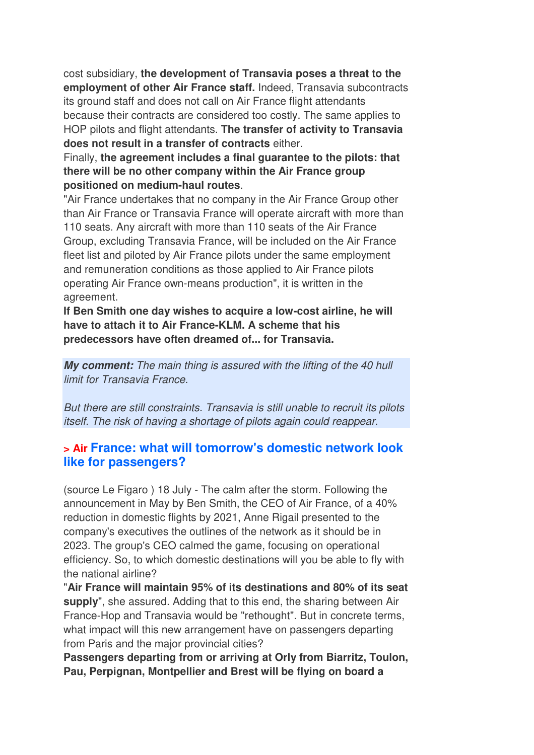cost subsidiary, **the development of Transavia poses a threat to the employment of other Air France staff.** Indeed, Transavia subcontracts its ground staff and does not call on Air France flight attendants because their contracts are considered too costly. The same applies to HOP pilots and flight attendants. **The transfer of activity to Transavia does not result in a transfer of contracts** either.

Finally, **the agreement includes a final guarantee to the pilots: that there will be no other company within the Air France group positioned on medium-haul routes**.

"Air France undertakes that no company in the Air France Group other than Air France or Transavia France will operate aircraft with more than 110 seats. Any aircraft with more than 110 seats of the Air France Group, excluding Transavia France, will be included on the Air France fleet list and piloted by Air France pilots under the same employment and remuneration conditions as those applied to Air France pilots operating Air France own-means production", it is written in the agreement.

**If Ben Smith one day wishes to acquire a low-cost airline, he will have to attach it to Air France-KLM. A scheme that his predecessors have often dreamed of... for Transavia.**

***My comment:*** *The main thing is assured with the lifting of the 40 hull limit for Transavia France.*

*But there are still constraints. Transavia is still unable to recruit its pilots itself. The risk of having a shortage of pilots again could reappear.*

## > Air France: what will tomorrow's domestic network look like for passengers?

(source Le Figaro ) 18 July - The calm after the storm. Following the announcement in May by Ben Smith, the CEO of Air France, of a 40% reduction in domestic flights by 2021, Anne Rigail presented to the company's executives the outlines of the network as it should be in 2023. The group's CEO calmed the game, focusing on operational efficiency. So, to which domestic destinations will you be able to fly with the national airline?

"**Air France will maintain 95% of its destinations and 80% of its seat supply**", she assured. Adding that to this end, the sharing between Air France-Hop and Transavia would be "rethought". But in concrete terms, what impact will this new arrangement have on passengers departing from Paris and the major provincial cities?

**Passengers departing from or arriving at Orly from Biarritz, Toulon, Pau, Perpignan, Montpellier and Brest will be flying on board a**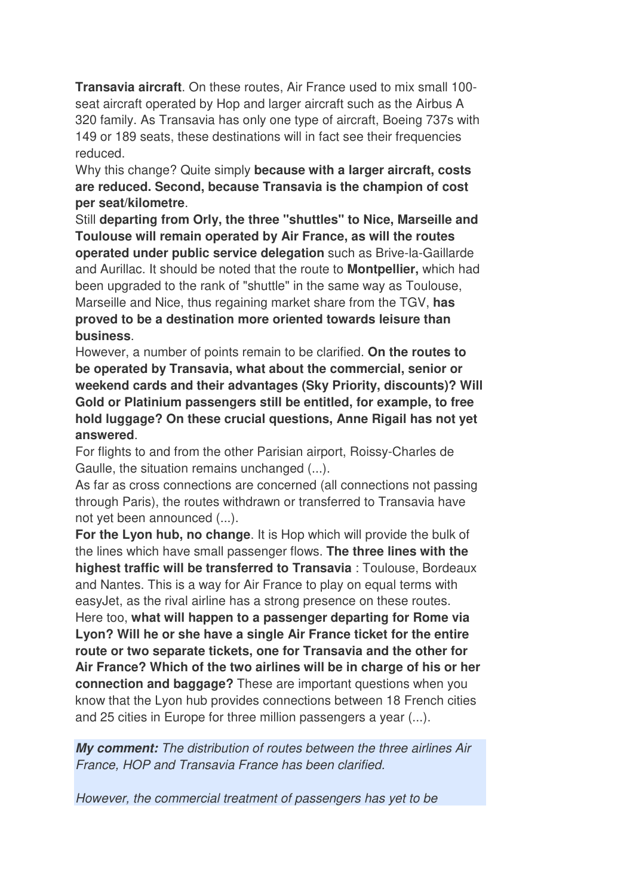**Transavia aircraft**. On these routes, Air France used to mix small 100-seat aircraft operated by Hop and larger aircraft such as the Airbus A 320 family. As Transavia has only one type of aircraft, Boeing 737s with 149 or 189 seats, these destinations will in fact see their frequencies reduced.

Why this change? Quite simply **because with a larger aircraft, costs are reduced. Second, because Transavia is the champion of cost per seat/kilometre**.

Still **departing from Orly, the three "shuttles" to Nice, Marseille and Toulouse will remain operated by Air France, as will the routes operated under public service delegation** such as Brive-la-Gaillarde and Aurillac. It should be noted that the route to **Montpellier,** which had been upgraded to the rank of "shuttle" in the same way as Toulouse, Marseille and Nice, thus regaining market share from the TGV, **has proved to be a destination more oriented towards leisure than business**.

However, a number of points remain to be clarified. **On the routes to be operated by Transavia, what about the commercial, senior or weekend cards and their advantages (Sky Priority, discounts)? Will Gold or Platinium passengers still be entitled, for example, to free hold luggage? On these crucial questions, Anne Rigail has not yet answered**.

For flights to and from the other Parisian airport, Roissy-Charles de Gaulle, the situation remains unchanged (...).

As far as cross connections are concerned (all connections not passing through Paris), the routes withdrawn or transferred to Transavia have not yet been announced (...).

**For the Lyon hub, no change**. It is Hop which will provide the bulk of the lines which have small passenger flows. **The three lines with the highest traffic will be transferred to Transavia** : Toulouse, Bordeaux and Nantes. This is a way for Air France to play on equal terms with easyJet, as the rival airline has a strong presence on these routes.

Here too, **what will happen to a passenger departing for Rome via Lyon? Will he or she have a single Air France ticket for the entire route or two separate tickets, one for Transavia and the other for Air France? Which of the two airlines will be in charge of his or her connection and baggage?** These are important questions when you know that the Lyon hub provides connections between 18 French cities and 25 cities in Europe for three million passengers a year (...).

***My comment:*** *The distribution of routes between the three airlines Air France, HOP and Transavia France has been clarified.*

*However, the commercial treatment of passengers has yet to be*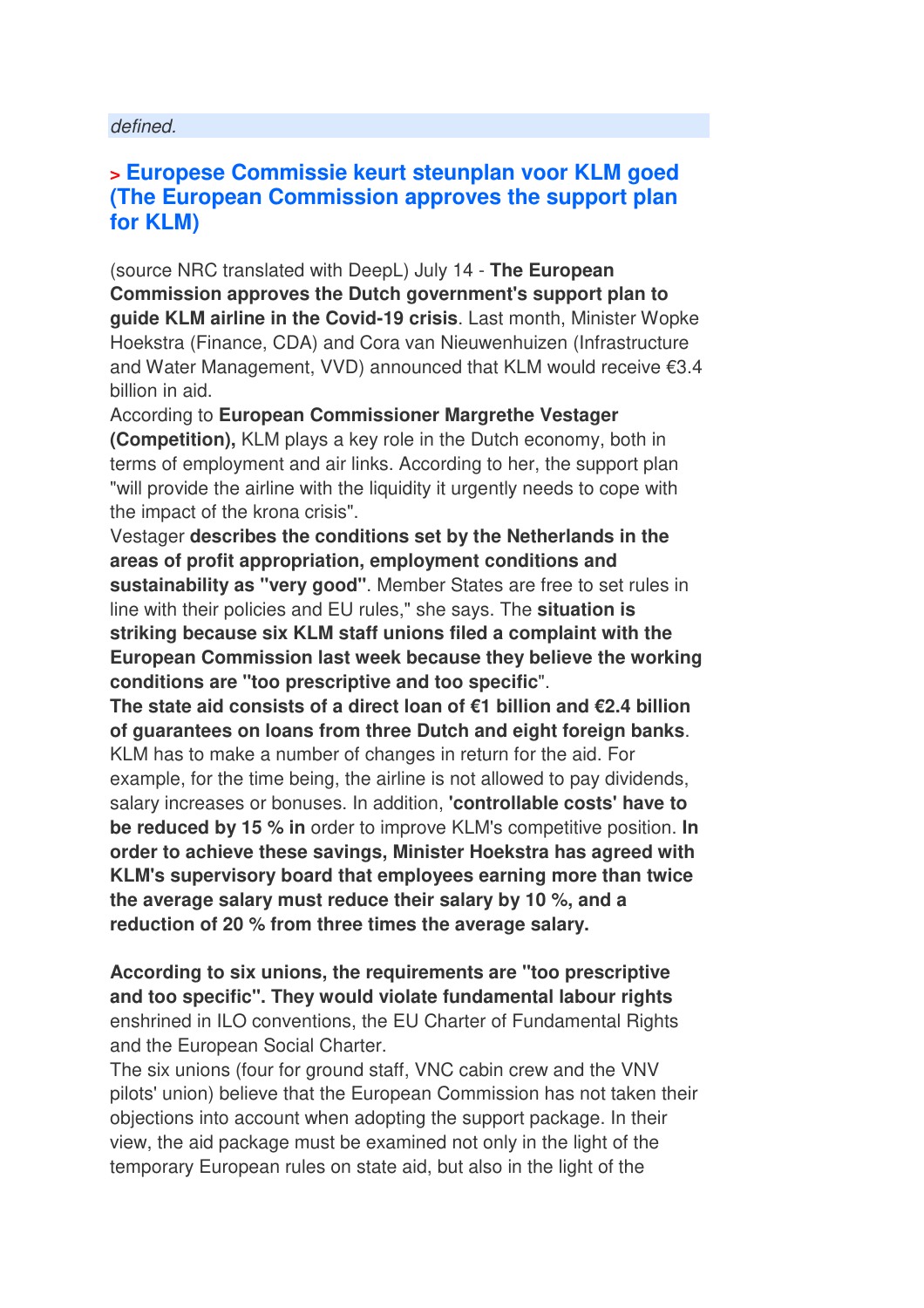*defined.*

## > Europese Commissie keurt steunplan voor KLM goed (The European Commission approves the support plan for KLM)

(source NRC translated with DeepL) July 14 - **The European Commission approves the Dutch government's support plan to guide KLM airline in the Covid-19 crisis**. Last month, Minister Wopke Hoekstra (Finance, CDA) and Cora van Nieuwenhuizen (Infrastructure and Water Management, VVD) announced that KLM would receive €3.4 billion in aid.
According to **European Commissioner Margrethe Vestager (Competition),** KLM plays a key role in the Dutch economy, both in terms of employment and air links. According to her, the support plan "will provide the airline with the liquidity it urgently needs to cope with the impact of the krona crisis".
Vestager **describes the conditions set by the Netherlands in the areas of profit appropriation, employment conditions and sustainability as "very good"**. Member States are free to set rules in line with their policies and EU rules," she says. The **situation is striking because six KLM staff unions filed a complaint with the European Commission last week because they believe the working conditions are "too prescriptive and too specific**".
**The state aid consists of a direct loan of €1 billion and €2.4 billion of guarantees on loans from three Dutch and eight foreign banks**. KLM has to make a number of changes in return for the aid. For example, for the time being, the airline is not allowed to pay dividends, salary increases or bonuses. In addition, **'controllable costs' have to be reduced by 15 % in** order to improve KLM's competitive position. **In order to achieve these savings, Minister Hoekstra has agreed with KLM's supervisory board that employees earning more than twice the average salary must reduce their salary by 10 %, and a reduction of 20 % from three times the average salary.**

**According to six unions, the requirements are "too prescriptive and too specific". They would violate fundamental labour rights** enshrined in ILO conventions, the EU Charter of Fundamental Rights and the European Social Charter.
The six unions (four for ground staff, VNC cabin crew and the VNV pilots' union) believe that the European Commission has not taken their objections into account when adopting the support package. In their view, the aid package must be examined not only in the light of the temporary European rules on state aid, but also in the light of the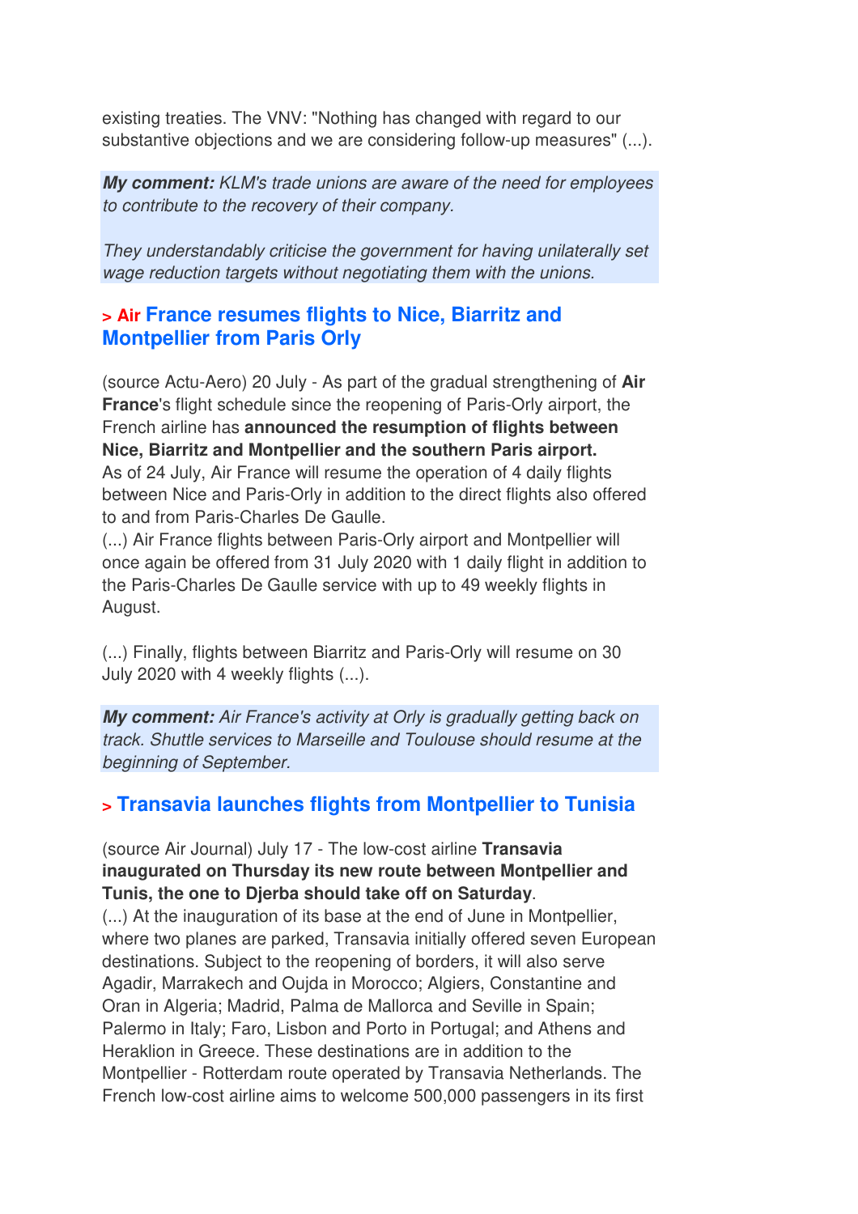existing treaties. The VNV: "Nothing has changed with regard to our substantive objections and we are considering follow-up measures" (...).

***My comment:*** *KLM's trade unions are aware of the need for employees to contribute to the recovery of their company.*

*They understandably criticise the government for having unilaterally set wage reduction targets without negotiating them with the unions.*

### > Air France resumes flights to Nice, Biarritz and Montpellier from Paris Orly

(source Actu-Aero) 20 July - As part of the gradual strengthening of **Air France**'s flight schedule since the reopening of Paris-Orly airport, the French airline has **announced the resumption of flights between Nice, Biarritz and Montpellier and the southern Paris airport.** As of 24 July, Air France will resume the operation of 4 daily flights between Nice and Paris-Orly in addition to the direct flights also offered to and from Paris-Charles De Gaulle.
(...) Air France flights between Paris-Orly airport and Montpellier will once again be offered from 31 July 2020 with 1 daily flight in addition to the Paris-Charles De Gaulle service with up to 49 weekly flights in August.

(...) Finally, flights between Biarritz and Paris-Orly will resume on 30 July 2020 with 4 weekly flights (...).

***My comment:*** *Air France's activity at Orly is gradually getting back on track. Shuttle services to Marseille and Toulouse should resume at the beginning of September.*

### > Transavia launches flights from Montpellier to Tunisia

(source Air Journal) July 17 - The low-cost airline **Transavia inaugurated on Thursday its new route between Montpellier and Tunis, the one to Djerba should take off on Saturday**.
(...) At the inauguration of its base at the end of June in Montpellier, where two planes are parked, Transavia initially offered seven European destinations. Subject to the reopening of borders, it will also serve Agadir, Marrakech and Oujda in Morocco; Algiers, Constantine and Oran in Algeria; Madrid, Palma de Mallorca and Seville in Spain; Palermo in Italy; Faro, Lisbon and Porto in Portugal; and Athens and Heraklion in Greece. These destinations are in addition to the Montpellier - Rotterdam route operated by Transavia Netherlands. The French low-cost airline aims to welcome 500,000 passengers in its first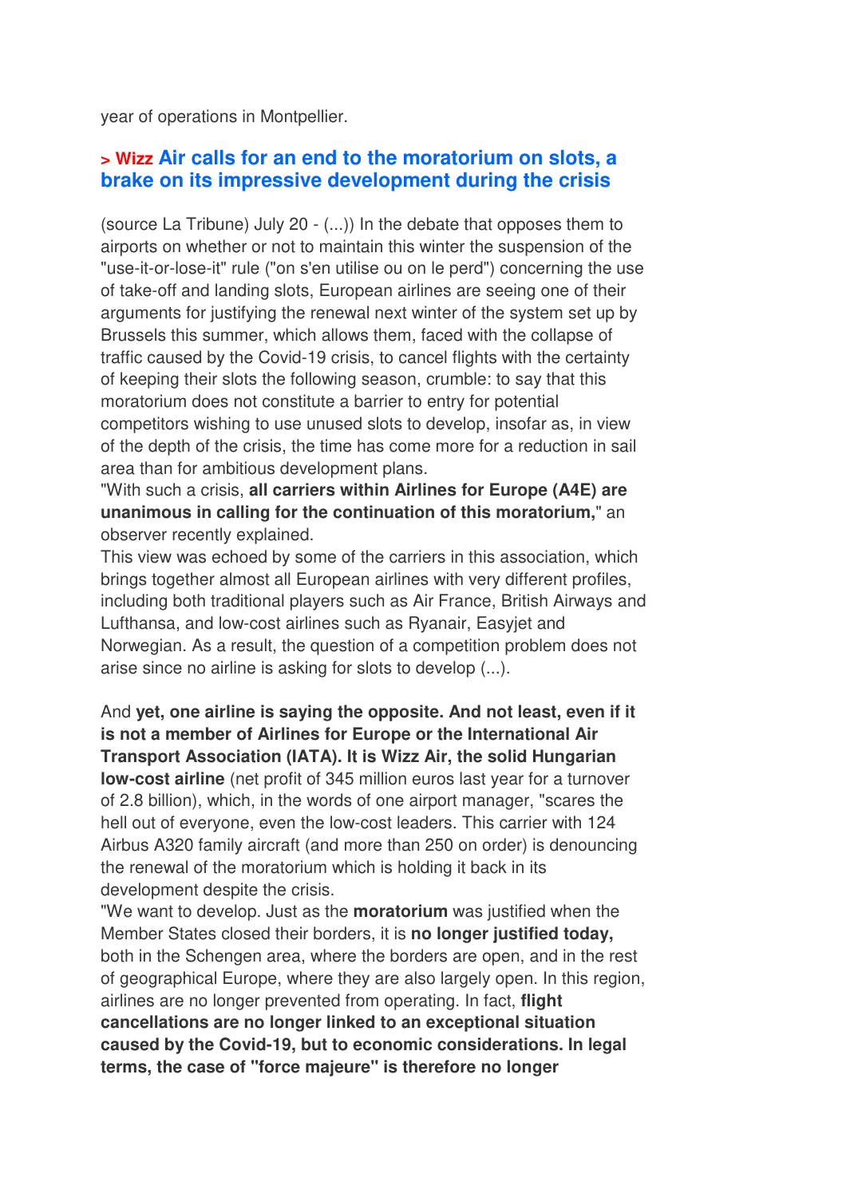year of operations in Montpellier.

## > Wizz Air calls for an end to the moratorium on slots, a brake on its impressive development during the crisis

(source La Tribune) July 20 - (...)) In the debate that opposes them to airports on whether or not to maintain this winter the suspension of the "use-it-or-lose-it" rule ("on s'en utilise ou on le perd") concerning the use of take-off and landing slots, European airlines are seeing one of their arguments for justifying the renewal next winter of the system set up by Brussels this summer, which allows them, faced with the collapse of traffic caused by the Covid-19 crisis, to cancel flights with the certainty of keeping their slots the following season, crumble: to say that this moratorium does not constitute a barrier to entry for potential competitors wishing to use unused slots to develop, insofar as, in view of the depth of the crisis, the time has come more for a reduction in sail area than for ambitious development plans.
"With such a crisis, **all carriers within Airlines for Europe (A4E) are unanimous in calling for the continuation of this moratorium,**" an observer recently explained.
This view was echoed by some of the carriers in this association, which brings together almost all European airlines with very different profiles, including both traditional players such as Air France, British Airways and Lufthansa, and low-cost airlines such as Ryanair, Easyjet and Norwegian. As a result, the question of a competition problem does not arise since no airline is asking for slots to develop (...).

And **yet, one airline is saying the opposite. And not least, even if it is not a member of Airlines for Europe or the International Air Transport Association (IATA). It is Wizz Air, the solid Hungarian low-cost airline** (net profit of 345 million euros last year for a turnover of 2.8 billion), which, in the words of one airport manager, "scares the hell out of everyone, even the low-cost leaders. This carrier with 124 Airbus A320 family aircraft (and more than 250 on order) is denouncing the renewal of the moratorium which is holding it back in its development despite the crisis.
"We want to develop. Just as the **moratorium** was justified when the Member States closed their borders, it is **no longer justified today,** both in the Schengen area, where the borders are open, and in the rest of geographical Europe, where they are also largely open. In this region, airlines are no longer prevented from operating. In fact, **flight cancellations are no longer linked to an exceptional situation caused by the Covid-19, but to economic considerations. In legal terms, the case of "force majeure" is therefore no longer**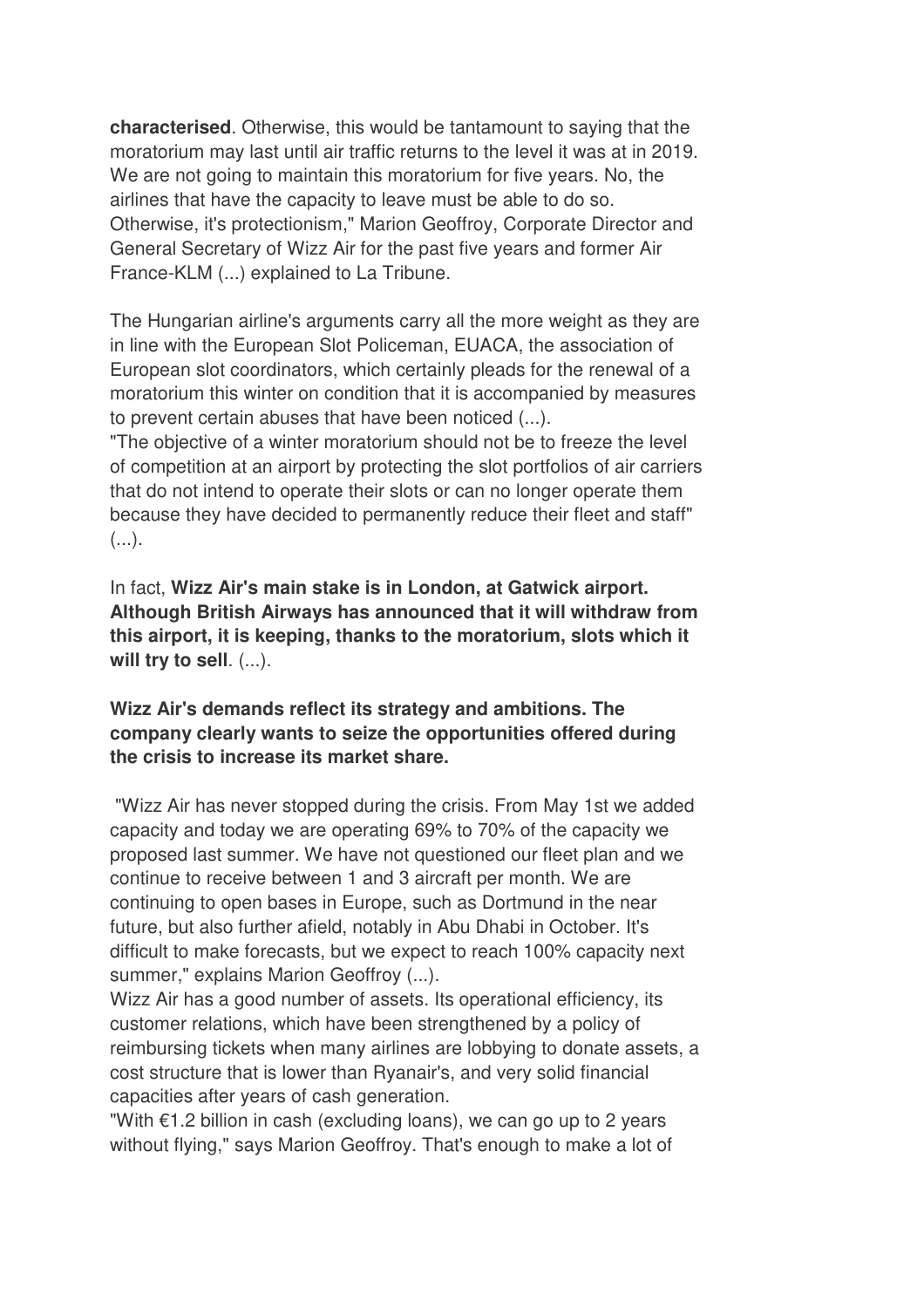**characterised**. Otherwise, this would be tantamount to saying that the moratorium may last until air traffic returns to the level it was at in 2019. We are not going to maintain this moratorium for five years. No, the airlines that have the capacity to leave must be able to do so. Otherwise, it's protectionism," Marion Geoffroy, Corporate Director and General Secretary of Wizz Air for the past five years and former Air France-KLM (...) explained to La Tribune.

The Hungarian airline's arguments carry all the more weight as they are in line with the European Slot Policeman, EUACA, the association of European slot coordinators, which certainly pleads for the renewal of a moratorium this winter on condition that it is accompanied by measures to prevent certain abuses that have been noticed (...).
"The objective of a winter moratorium should not be to freeze the level of competition at an airport by protecting the slot portfolios of air carriers that do not intend to operate their slots or can no longer operate them because they have decided to permanently reduce their fleet and staff" (...).

In fact, **Wizz Air's main stake is in London, at Gatwick airport. Although British Airways has announced that it will withdraw from this airport, it is keeping, thanks to the moratorium, slots which it will try to sell**. (...).

**Wizz Air's demands reflect its strategy and ambitions. The company clearly wants to seize the opportunities offered during the crisis to increase its market share.**

"Wizz Air has never stopped during the crisis. From May 1st we added capacity and today we are operating 69% to 70% of the capacity we proposed last summer. We have not questioned our fleet plan and we continue to receive between 1 and 3 aircraft per month. We are continuing to open bases in Europe, such as Dortmund in the near future, but also further afield, notably in Abu Dhabi in October. It's difficult to make forecasts, but we expect to reach 100% capacity next summer," explains Marion Geoffroy (...).
Wizz Air has a good number of assets. Its operational efficiency, its customer relations, which have been strengthened by a policy of reimbursing tickets when many airlines are lobbying to donate assets, a cost structure that is lower than Ryanair's, and very solid financial capacities after years of cash generation.
"With €1.2 billion in cash (excluding loans), we can go up to 2 years without flying," says Marion Geoffroy. That's enough to make a lot of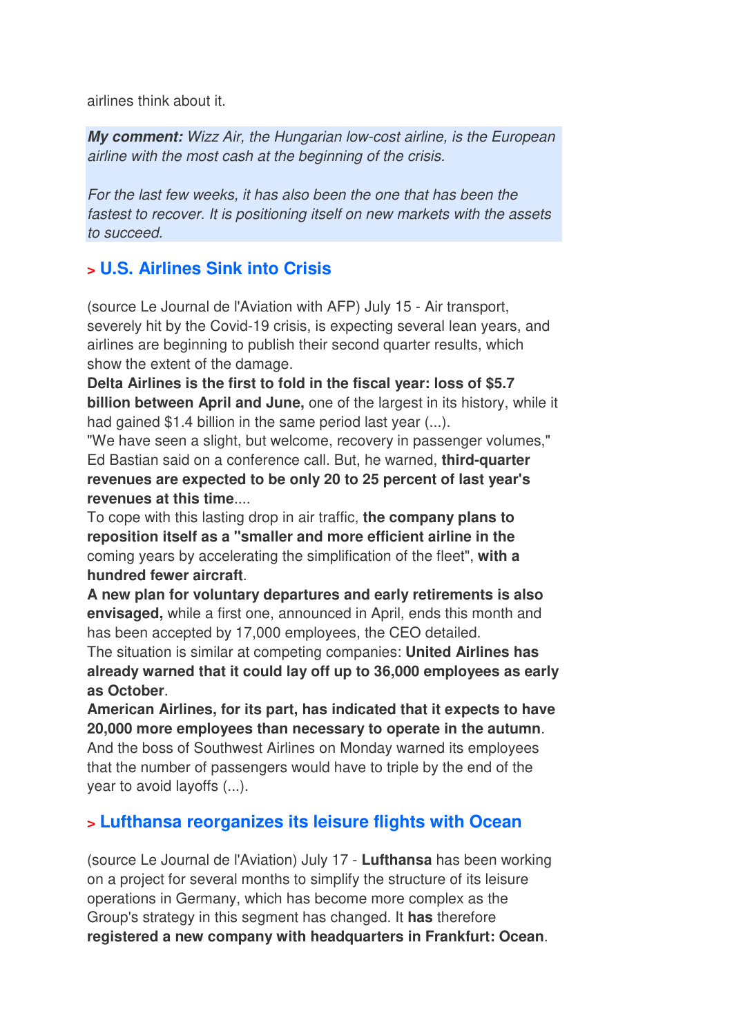airlines think about it.

***My comment:*** *Wizz Air, the Hungarian low-cost airline, is the European airline with the most cash at the beginning of the crisis.*

*For the last few weeks, it has also been the one that has been the fastest to recover. It is positioning itself on new markets with the assets to succeed.*

## > U.S. Airlines Sink into Crisis

(source Le Journal de l'Aviation with AFP) July 15 - Air transport, severely hit by the Covid-19 crisis, is expecting several lean years, and airlines are beginning to publish their second quarter results, which show the extent of the damage.

**Delta Airlines is the first to fold in the fiscal year: loss of $5.7 billion between April and June,** one of the largest in its history, while it had gained $1.4 billion in the same period last year (...).

"We have seen a slight, but welcome, recovery in passenger volumes," Ed Bastian said on a conference call. But, he warned, **third-quarter revenues are expected to be only 20 to 25 percent of last year's revenues at this time**....

To cope with this lasting drop in air traffic, **the company plans to reposition itself as a "smaller and more efficient airline in the** coming years by accelerating the simplification of the fleet", **with a hundred fewer aircraft**.

**A new plan for voluntary departures and early retirements is also envisaged,** while a first one, announced in April, ends this month and has been accepted by 17,000 employees, the CEO detailed.

The situation is similar at competing companies: **United Airlines has already warned that it could lay off up to 36,000 employees as early as October**.

**American Airlines, for its part, has indicated that it expects to have 20,000 more employees than necessary to operate in the autumn**.

And the boss of Southwest Airlines on Monday warned its employees that the number of passengers would have to triple by the end of the year to avoid layoffs (...).

## > Lufthansa reorganizes its leisure flights with Ocean

(source Le Journal de l'Aviation) July 17 - **Lufthansa** has been working on a project for several months to simplify the structure of its leisure operations in Germany, which has become more complex as the Group's strategy in this segment has changed. It **has** therefore **registered a new company with headquarters in Frankfurt: Ocean**.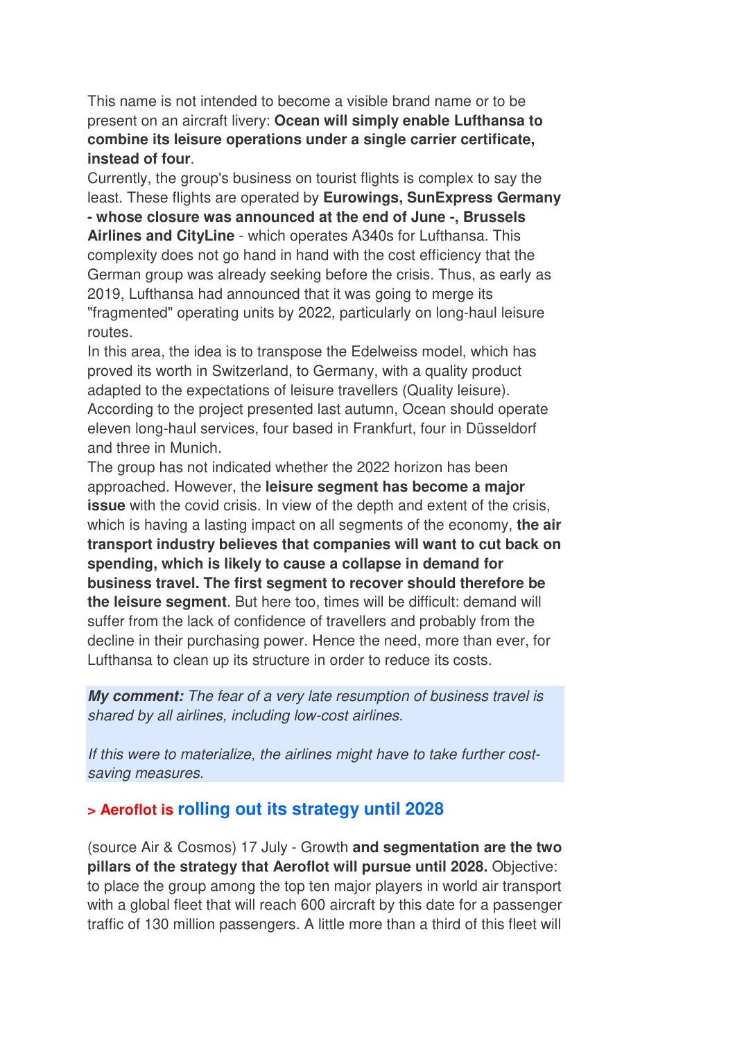This name is not intended to become a visible brand name or to be present on an aircraft livery: **Ocean will simply enable Lufthansa to combine its leisure operations under a single carrier certificate, instead of four**.

Currently, the group's business on tourist flights is complex to say the least. These flights are operated by **Eurowings, SunExpress Germany - whose closure was announced at the end of June -, Brussels Airlines and CityLine** - which operates A340s for Lufthansa. This complexity does not go hand in hand with the cost efficiency that the German group was already seeking before the crisis. Thus, as early as 2019, Lufthansa had announced that it was going to merge its "fragmented" operating units by 2022, particularly on long-haul leisure routes.

In this area, the idea is to transpose the Edelweiss model, which has proved its worth in Switzerland, to Germany, with a quality product adapted to the expectations of leisure travellers (Quality leisure). According to the project presented last autumn, Ocean should operate eleven long-haul services, four based in Frankfurt, four in Düsseldorf and three in Munich.

The group has not indicated whether the 2022 horizon has been approached. However, the **leisure segment has become a major issue** with the covid crisis. In view of the depth and extent of the crisis, which is having a lasting impact on all segments of the economy, **the air transport industry believes that companies will want to cut back on spending, which is likely to cause a collapse in demand for business travel. The first segment to recover should therefore be the leisure segment**. But here too, times will be difficult: demand will suffer from the lack of confidence of travellers and probably from the decline in their purchasing power. Hence the need, more than ever, for Lufthansa to clean up its structure in order to reduce its costs.

***My comment:*** *The fear of a very late resumption of business travel is shared by all airlines, including low-cost airlines.*

*If this were to materialize, the airlines might have to take further cost-saving measures.*

### > Aeroflot is rolling out its strategy until 2028

(source Air & Cosmos) 17 July - Growth **and segmentation are the two pillars of the strategy that Aeroflot will pursue until 2028.** Objective: to place the group among the top ten major players in world air transport with a global fleet that will reach 600 aircraft by this date for a passenger traffic of 130 million passengers. A little more than a third of this fleet will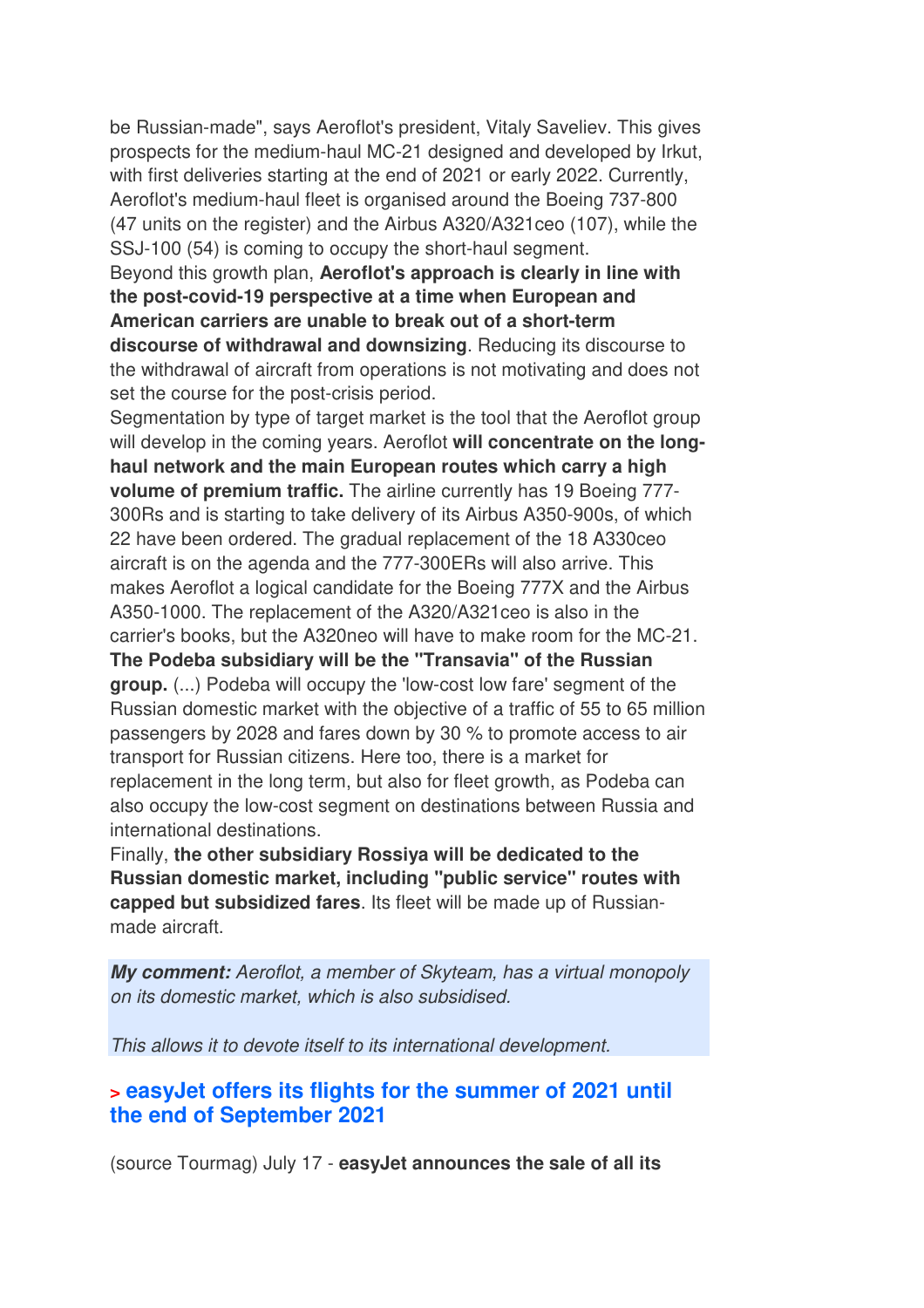be Russian-made", says Aeroflot's president, Vitaly Saveliev. This gives prospects for the medium-haul MC-21 designed and developed by Irkut, with first deliveries starting at the end of 2021 or early 2022. Currently, Aeroflot's medium-haul fleet is organised around the Boeing 737-800 (47 units on the register) and the Airbus A320/A321ceo (107), while the SSJ-100 (54) is coming to occupy the short-haul segment.

Beyond this growth plan, **Aeroflot's approach is clearly in line with the post-covid-19 perspective at a time when European and American carriers are unable to break out of a short-term discourse of withdrawal and downsizing**. Reducing its discourse to the withdrawal of aircraft from operations is not motivating and does not set the course for the post-crisis period.

Segmentation by type of target market is the tool that the Aeroflot group will develop in the coming years. Aeroflot **will concentrate on the long-haul network and the main European routes which carry a high volume of premium traffic.** The airline currently has 19 Boeing 777-300Rs and is starting to take delivery of its Airbus A350-900s, of which 22 have been ordered. The gradual replacement of the 18 A330ceo aircraft is on the agenda and the 777-300ERs will also arrive. This makes Aeroflot a logical candidate for the Boeing 777X and the Airbus A350-1000. The replacement of the A320/A321ceo is also in the carrier's books, but the A320neo will have to make room for the MC-21.

**The Podeba subsidiary will be the "Transavia" of the Russian group.** (...) Podeba will occupy the 'low-cost low fare' segment of the Russian domestic market with the objective of a traffic of 55 to 65 million passengers by 2028 and fares down by 30 % to promote access to air transport for Russian citizens. Here too, there is a market for replacement in the long term, but also for fleet growth, as Podeba can also occupy the low-cost segment on destinations between Russia and international destinations.

Finally, **the other subsidiary Rossiya will be dedicated to the Russian domestic market, including "public service" routes with capped but subsidized fares**. Its fleet will be made up of Russian-made aircraft.

***My comment:*** *Aeroflot, a member of Skyteam, has a virtual monopoly on its domestic market, which is also subsidised.*

*This allows it to devote itself to its international development.*

## > easyJet offers its flights for the summer of 2021 until the end of September 2021

(source Tourmag) July 17 - **easyJet announces the sale of all its**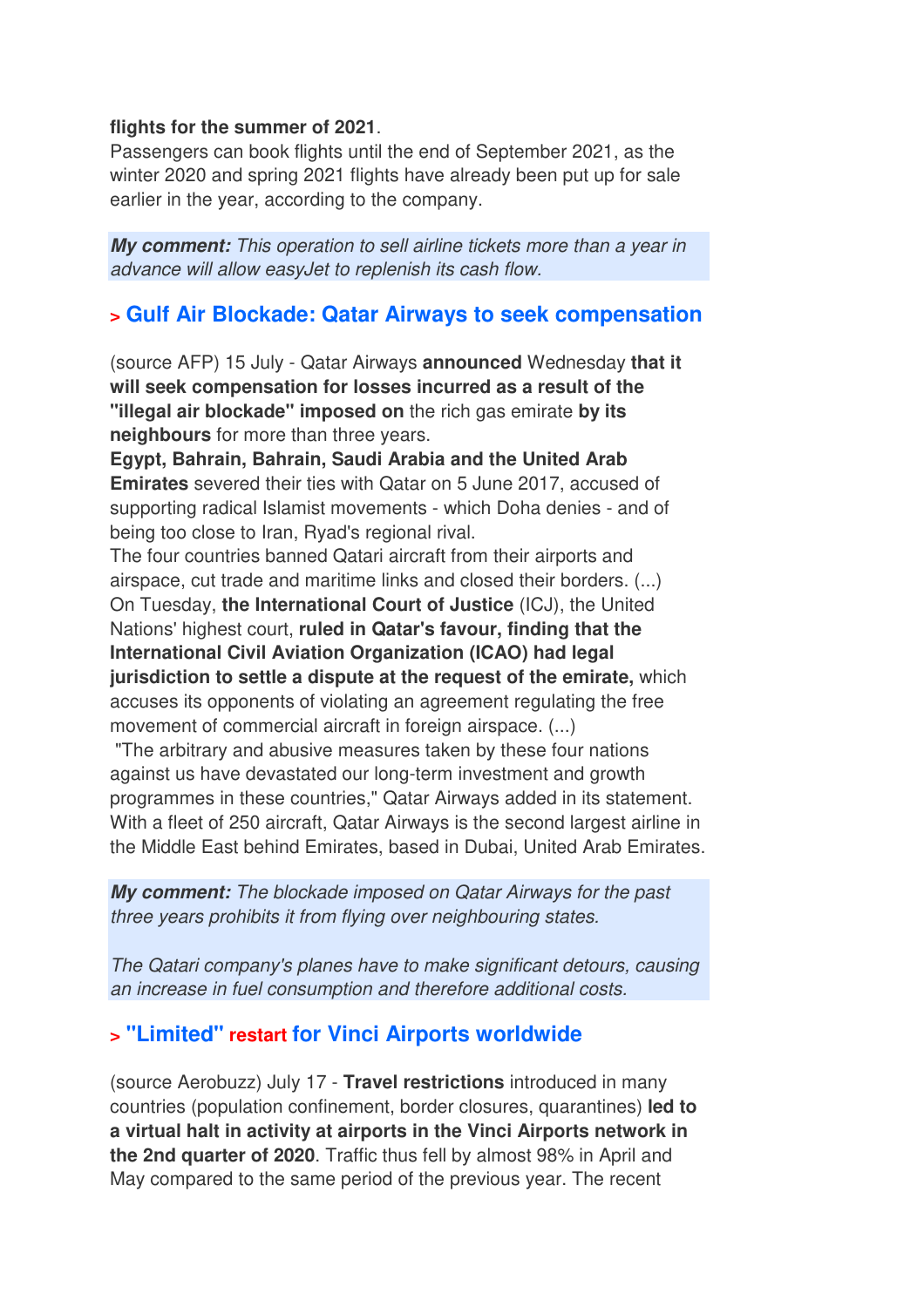**flights for the summer of 2021**.
Passengers can book flights until the end of September 2021, as the winter 2020 and spring 2021 flights have already been put up for sale earlier in the year, according to the company.

***My comment:*** *This operation to sell airline tickets more than a year in advance will allow easyJet to replenish its cash flow.*

## > Gulf Air Blockade: Qatar Airways to seek compensation

(source AFP) 15 July - Qatar Airways **announced** Wednesday **that it will seek compensation for losses incurred as a result of the "illegal air blockade" imposed on** the rich gas emirate **by its neighbours** for more than three years.
**Egypt, Bahrain, Bahrain, Saudi Arabia and the United Arab Emirates** severed their ties with Qatar on 5 June 2017, accused of supporting radical Islamist movements - which Doha denies - and of being too close to Iran, Ryad's regional rival.
The four countries banned Qatari aircraft from their airports and airspace, cut trade and maritime links and closed their borders. (...)
On Tuesday, **the International Court of Justice** (ICJ), the United Nations' highest court, **ruled in Qatar's favour, finding that the International Civil Aviation Organization (ICAO) had legal jurisdiction to settle a dispute at the request of the emirate,** which accuses its opponents of violating an agreement regulating the free movement of commercial aircraft in foreign airspace. (...)
"The arbitrary and abusive measures taken by these four nations against us have devastated our long-term investment and growth programmes in these countries," Qatar Airways added in its statement.
With a fleet of 250 aircraft, Qatar Airways is the second largest airline in the Middle East behind Emirates, based in Dubai, United Arab Emirates.

***My comment:*** *The blockade imposed on Qatar Airways for the past three years prohibits it from flying over neighbouring states.*

*The Qatari company's planes have to make significant detours, causing an increase in fuel consumption and therefore additional costs.*

## > "Limited" restart for Vinci Airports worldwide

(source Aerobuzz) July 17 - **Travel restrictions** introduced in many countries (population confinement, border closures, quarantines) **led to a virtual halt in activity at airports in the Vinci Airports network in the 2nd quarter of 2020**. Traffic thus fell by almost 98% in April and May compared to the same period of the previous year. The recent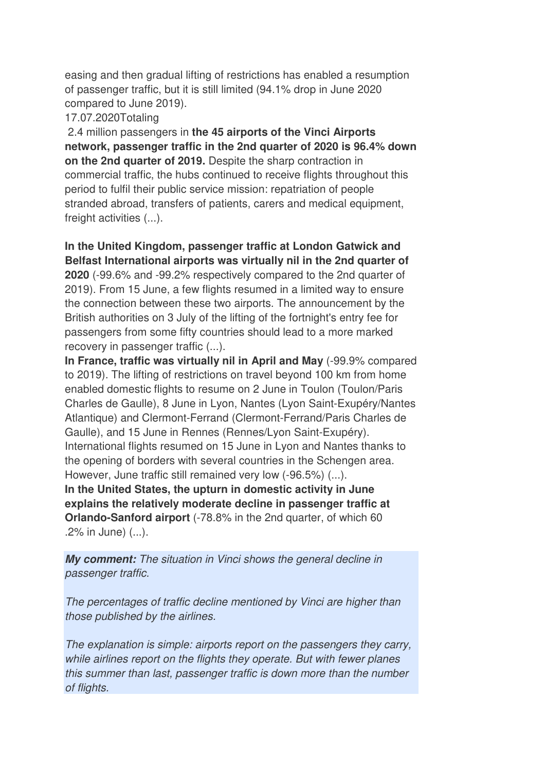easing and then gradual lifting of restrictions has enabled a resumption of passenger traffic, but it is still limited (94.1% drop in June 2020 compared to June 2019).

17.07.2020Totaling

2.4 million passengers in **the 45 airports of the Vinci Airports network, passenger traffic in the 2nd quarter of 2020 is 96.4% down on the 2nd quarter of 2019.** Despite the sharp contraction in commercial traffic, the hubs continued to receive flights throughout this period to fulfil their public service mission: repatriation of people stranded abroad, transfers of patients, carers and medical equipment, freight activities (...).

**In the United Kingdom, passenger traffic at London Gatwick and Belfast International airports was virtually nil in the 2nd quarter of 2020** (-99.6% and -99.2% respectively compared to the 2nd quarter of 2019). From 15 June, a few flights resumed in a limited way to ensure the connection between these two airports. The announcement by the British authorities on 3 July of the lifting of the fortnight's entry fee for passengers from some fifty countries should lead to a more marked recovery in passenger traffic (...).

**In France, traffic was virtually nil in April and May** (-99.9% compared to 2019). The lifting of restrictions on travel beyond 100 km from home enabled domestic flights to resume on 2 June in Toulon (Toulon/Paris Charles de Gaulle), 8 June in Lyon, Nantes (Lyon Saint-Exupéry/Nantes Atlantique) and Clermont-Ferrand (Clermont-Ferrand/Paris Charles de Gaulle), and 15 June in Rennes (Rennes/Lyon Saint-Exupéry). International flights resumed on 15 June in Lyon and Nantes thanks to the opening of borders with several countries in the Schengen area. However, June traffic still remained very low (-96.5%) (...).

**In the United States, the upturn in domestic activity in June explains the relatively moderate decline in passenger traffic at Orlando-Sanford airport** (-78.8% in the 2nd quarter, of which 60 .2% in June) (...).

***My comment:*** *The situation in Vinci shows the general decline in passenger traffic.*

*The percentages of traffic decline mentioned by Vinci are higher than those published by the airlines.*

*The explanation is simple: airports report on the passengers they carry, while airlines report on the flights they operate. But with fewer planes this summer than last, passenger traffic is down more than the number of flights.*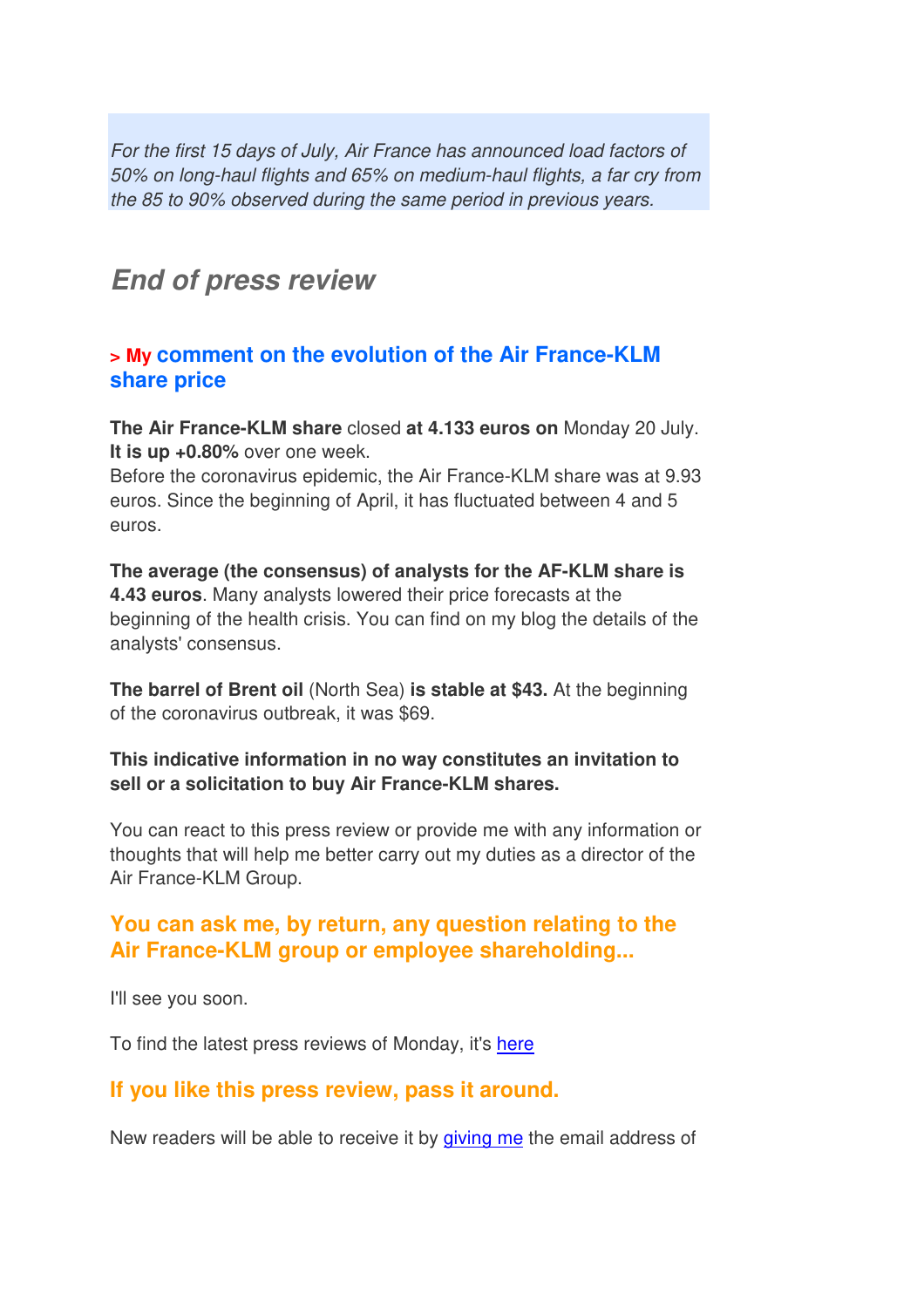*For the first 15 days of July, Air France has announced load factors of 50% on long-haul flights and 65% on medium-haul flights, a far cry from the 85 to 90% observed during the same period in previous years.*

## *End of press review*

### > My comment on the evolution of the Air France-KLM share price

**The Air France-KLM share** closed **at 4.133 euros on** Monday 20 July. **It is up +0.80%** over one week.
Before the coronavirus epidemic, the Air France-KLM share was at 9.93 euros. Since the beginning of April, it has fluctuated between 4 and 5 euros.

**The average (the consensus) of analysts for the AF-KLM share is 4.43 euros**. Many analysts lowered their price forecasts at the beginning of the health crisis. You can find on my blog the details of the analysts' consensus.

**The barrel of Brent oil** (North Sea) **is stable at $43.** At the beginning of the coronavirus outbreak, it was $69.

**This indicative information in no way constitutes an invitation to sell or a solicitation to buy Air France-KLM shares.**

You can react to this press review or provide me with any information or thoughts that will help me better carry out my duties as a director of the Air France-KLM Group.

### You can ask me, by return, any question relating to the Air France-KLM group or employee shareholding...

I'll see you soon.

To find the latest press reviews of Monday, it's [here]

### If you like this press review, pass it around.

New readers will be able to receive it by [giving me] the email address of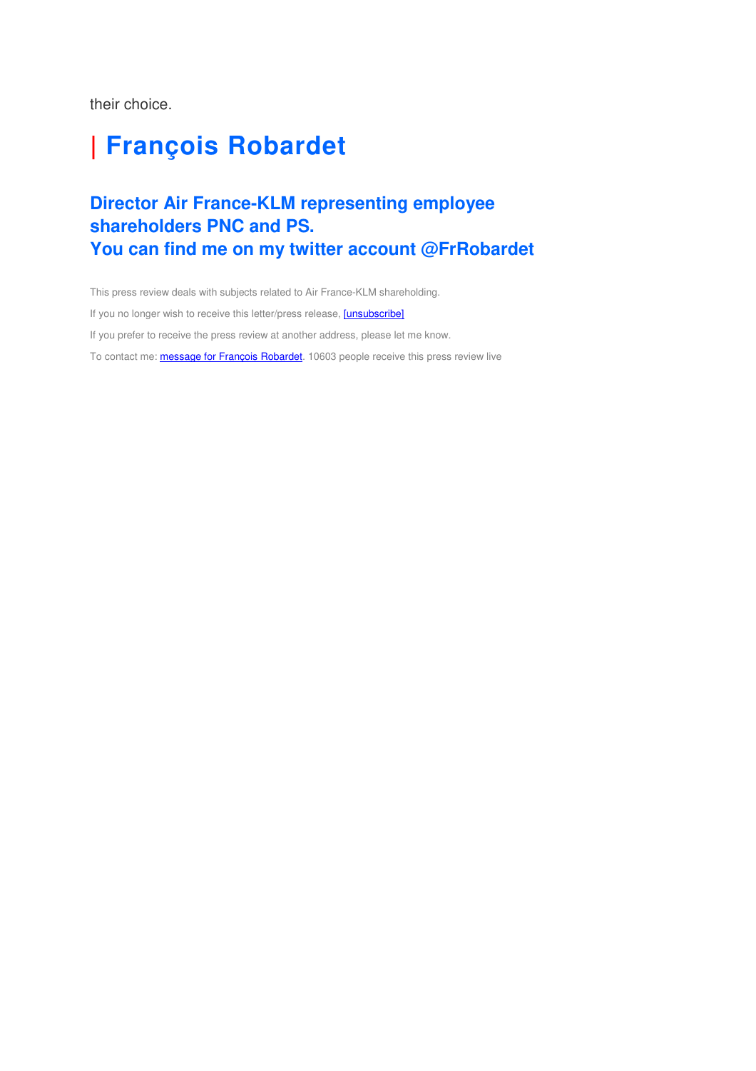their choice.

# | François Robardet

### Director Air France-KLM representing employee shareholders PNC and PS.
### You can find me on my twitter account @FrRobardet

This press review deals with subjects related to Air France-KLM shareholding.

If you no longer wish to receive this letter/press release, [unsubscribe]

If you prefer to receive the press review at another address, please let me know.

To contact me: message for François Robardet. 10603 people receive this press review live